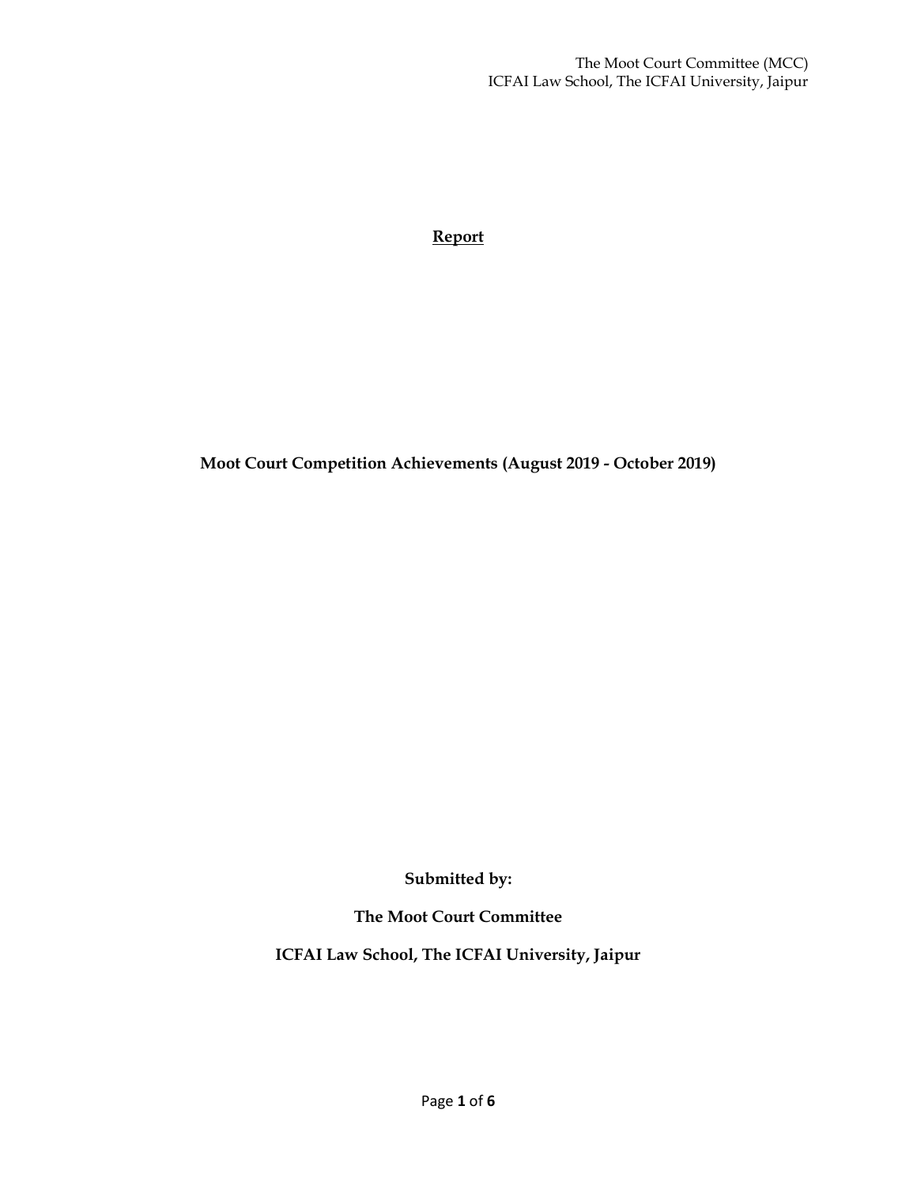# **Report**

**Moot Court Competition Achievements (August 2019 - October 2019)**

**Submitted by:**

**The Moot Court Committee**

**ICFAI Law School, The ICFAI University, Jaipur**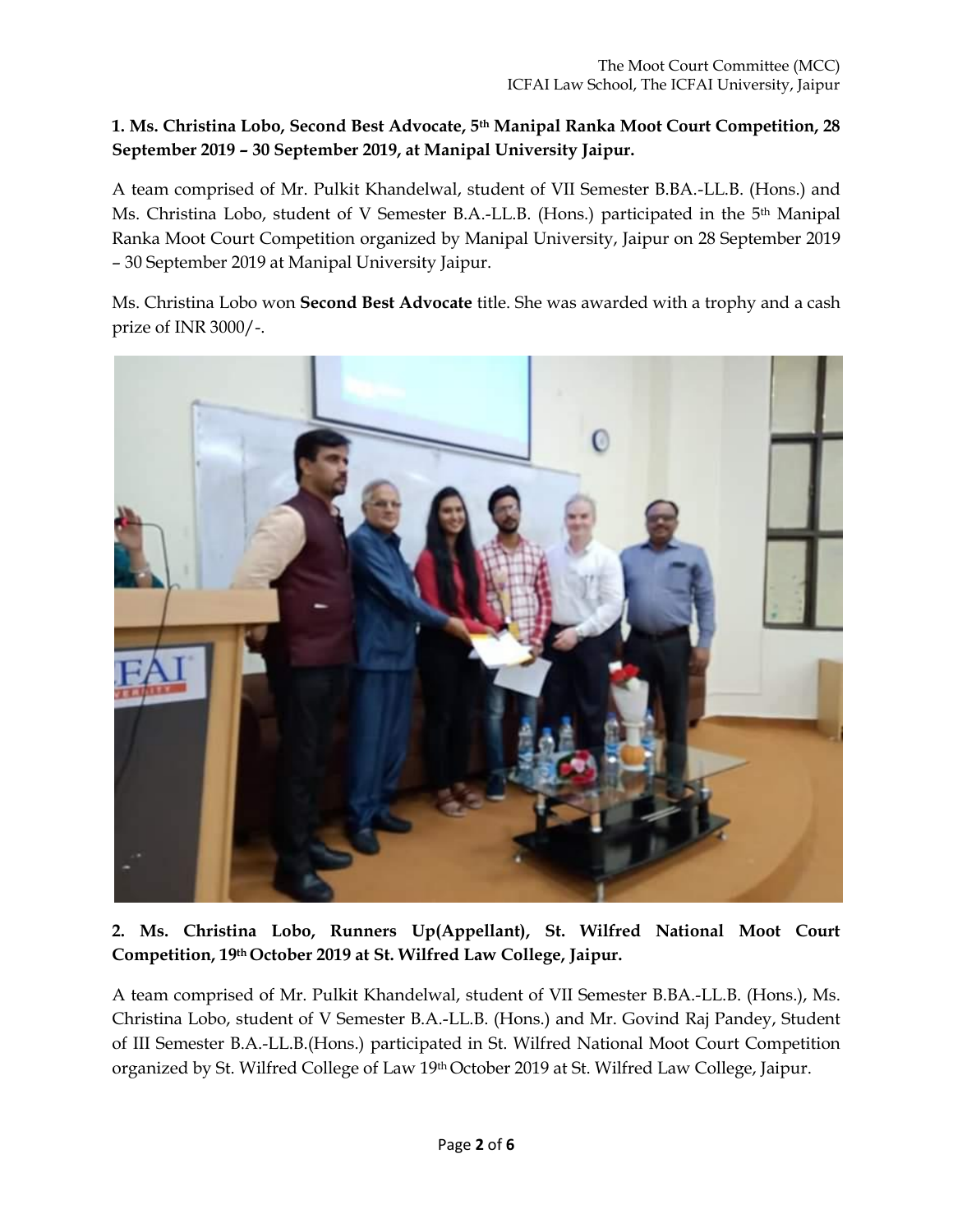**1. Ms. Christina Lobo, Second Best Advocate, 5th Manipal Ranka Moot Court Competition, 28 September 2019 – 30 September 2019, at Manipal University Jaipur.**

A team comprised of Mr. Pulkit Khandelwal, student of VII Semester B.BA.-LL.B. (Hons.) and Ms. Christina Lobo, student of V Semester B.A.-LL.B. (Hons.) participated in the 5th Manipal Ranka Moot Court Competition organized by Manipal University, Jaipur on 28 September 2019 – 30 September 2019 at Manipal University Jaipur.

Ms. Christina Lobo won **Second Best Advocate** title. She was awarded with a trophy and a cash prize of INR 3000/-.

**2. Ms. Christina Lobo, Runners Up(Appellant), St. Wilfred National Moot Court Competition, 19th October 2019 at St. Wilfred Law College, Jaipur.**

A team comprised of Mr. Pulkit Khandelwal, student of VII Semester B.BA.-LL.B. (Hons.), Ms. Christina Lobo, student of V Semester B.A.-LL.B. (Hons.) and Mr. Govind Raj Pandey, Student of III Semester B.A.-LL.B.(Hons.) participated in St. Wilfred National Moot Court Competition organized by St. Wilfred College of Law 19th October 2019 at St. Wilfred Law College, Jaipur.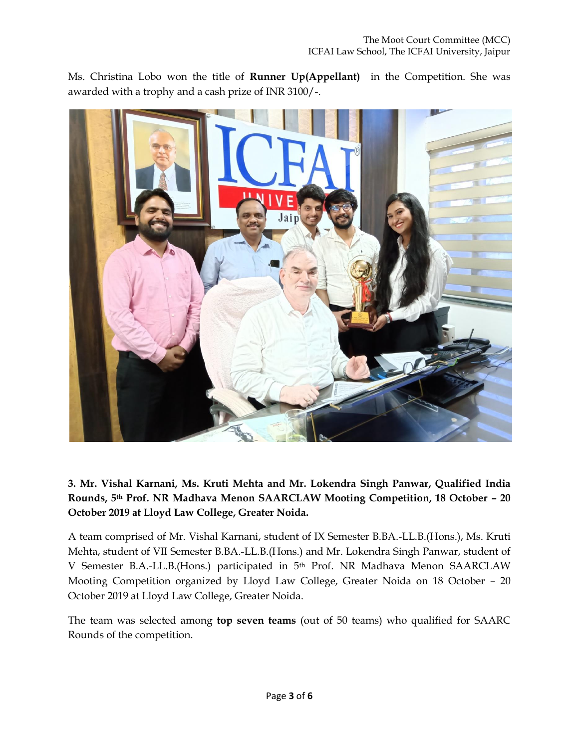Ms. Christina Lobo won the title of **Runner Up(Appellant)** in the Competition. She was awarded with a trophy and a cash prize of INR 3100/-.

**3. Mr. Vishal Karnani, Ms. Kruti Mehta and Mr. Lokendra Singh Panwar, Qualified India Rounds, 5th Prof. NR Madhava Menon SAARCLAW Mooting Competition, 18 October – 20 October 2019 at Lloyd Law College, Greater Noida.**

A team comprised of Mr. Vishal Karnani, student of IX Semester B.BA.-LL.B.(Hons.), Ms. Kruti Mehta, student of VII Semester B.BA.-LL.B.(Hons.) and Mr. Lokendra Singh Panwar, student of V Semester B.A.-LL.B.(Hons.) participated in 5th Prof. NR Madhava Menon SAARCLAW Mooting Competition organized by Lloyd Law College, Greater Noida on 18 October – 20 October 2019 at Lloyd Law College, Greater Noida.

The team was selected among **top seven teams** (out of 50 teams) who qualified for SAARC Rounds of the competition.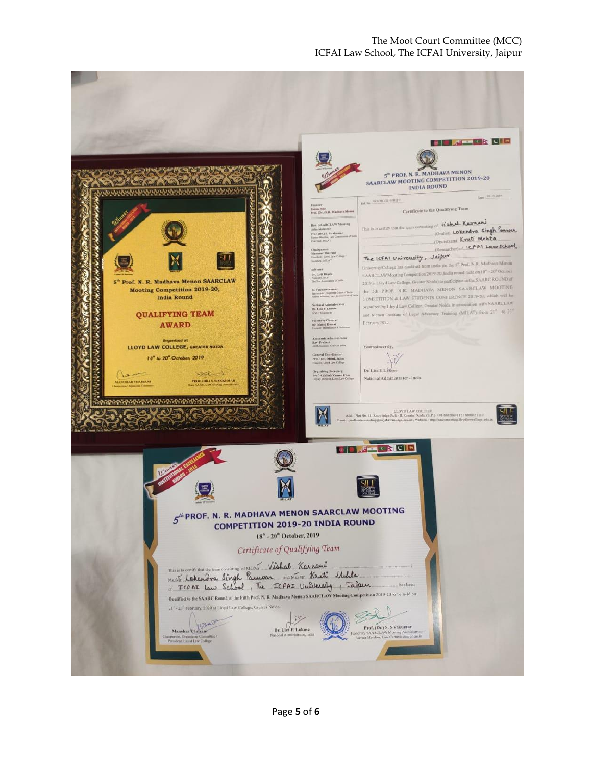The Moot Court Committee (MCC)
ICFAI Law School, The ICFAI University, Jaipur

**5th Prof. N. R. Madhava Menon SAARCLAW Mooting Competition 2019-20, India Round**

**QUALIFYING TEAM AWARD**

Organized at LLOYD LAW COLLEGE, GREATER NOIDA

18th to 20th October, 2019

MANOHAR THAIRANI — Chairperson, Organizing Committee
PROF. (DR.) S. SIVAKUMAR — Hony. SAARCLAW Mooting Administrator

---

**5th PROF. N. R. MADHAVA MENON SAARCLAW MOOTING COMPETITION 2019-20 INDIA ROUND**

Date: 20-10-2019

**Certificate to the Qualifying Team**

This is to certify that the team consisting of Vishal Karnani (Oralist), Lokendra Singh Panwar (Oralist) and Kruti Mehta (Researcher) of ICFAI Law School, The ICFAI University, Jaipur University/College has qualified from India (in the 5th Prof. N.R. Madhava Menon SAARCLAW Mooting Competition 2019-20, India round held on 18th - 20th October 2019 at Lloyd Law College, Greater Noida) to participate in the SAARC ROUND of the 5th PROF. N.R. MADHAVA MENON SAARCLAW MOOTING COMPETITION & LAW STUDENTS CONFERENCE 2019-20, which will be organized by Lloyd Law College, Greater Noida in association with SAARCLAW and Menon Institute of Legal Advocacy Training (MILAT) from 21st to 23rd February 2020.

Yours sincerely,

Dr. Lisa P. Lukose
National Administrator - India

LLOYD LAW COLLEGE
Add.: Plot No. 11, Knowledge Park - II, Greater Noida, (U.P.)

---

**5th PROF. N. R. MADHAVA MENON SAARCLAW MOOTING COMPETITION 2019-20 INDIA ROUND**

18th - 20th October, 2019

*Certificate of Qualifying Team*

This is to certify that the team consisting of Ms./Mr. Vishal Karnani, Ms./Mr. Lokendra Singh Panwar and Ms./Mr. Kruti Mehta of ICFAI Law School, The ICFAI University, Jaipur has been Qualified to the SAARC Round of the Fifth Prof. N. R. Madhava Menon SAARCLAW Mooting Competition 2019-20 to be held on 21st - 23rd February, 2020 at Lloyd Law College, Greater Noida.

Manohar Thairani — Chairperson, Organizing Committee / President, Lloyd Law College
Dr. Lisa P. Lukose — National Administrator, India
Prof. (Dr.) S. Sivakumar — Honorary SAARCLAW Mooting Administrator / Former Member, Law Commission of India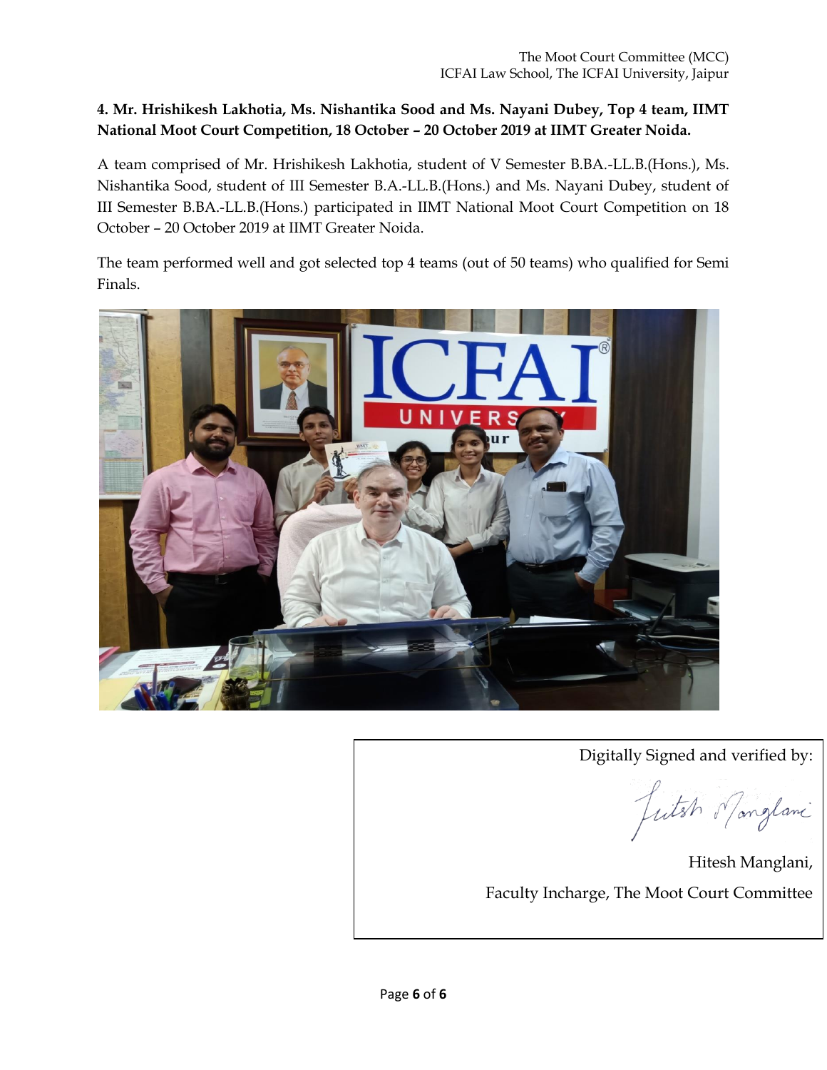**4. Mr. Hrishikesh Lakhotia, Ms. Nishantika Sood and Ms. Nayani Dubey, Top 4 team, IIMT National Moot Court Competition, 18 October – 20 October 2019 at IIMT Greater Noida.**

A team comprised of Mr. Hrishikesh Lakhotia, student of V Semester B.BA.-LL.B.(Hons.), Ms. Nishantika Sood, student of III Semester B.A.-LL.B.(Hons.) and Ms. Nayani Dubey, student of III Semester B.BA.-LL.B.(Hons.) participated in IIMT National Moot Court Competition on 18 October – 20 October 2019 at IIMT Greater Noida.

The team performed well and got selected top 4 teams (out of 50 teams) who qualified for Semi Finals.

Digitally Signed and verified by:

Hitesh Manglani,

Faculty Incharge, The Moot Court Committee